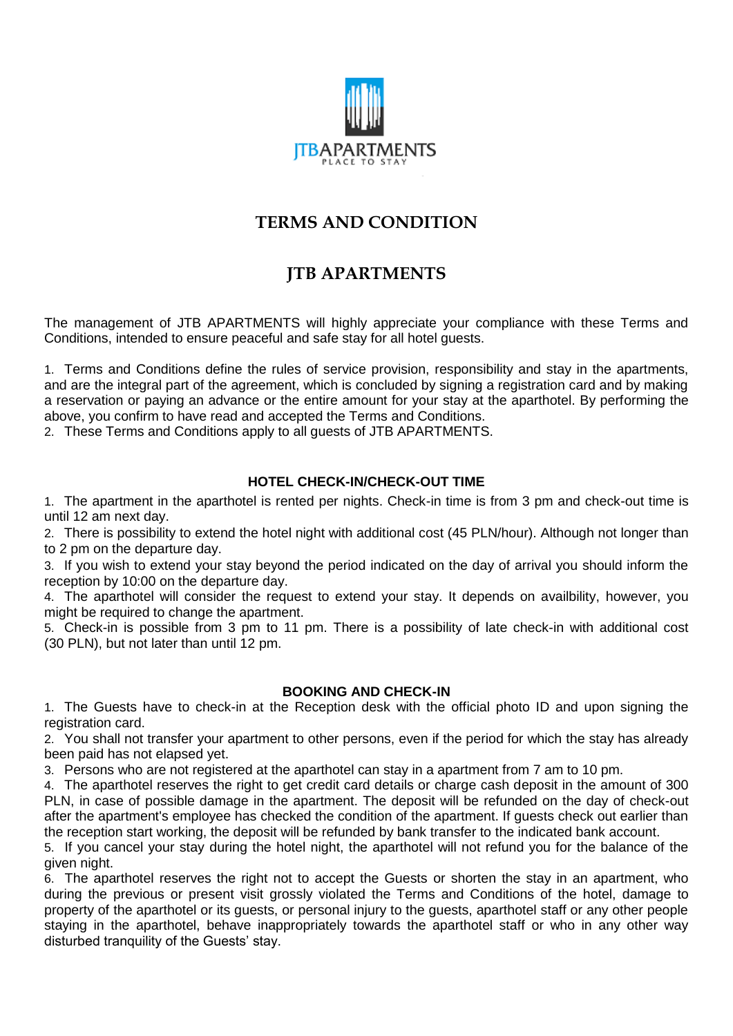# TERMS AND CONDITION

# JTB APARTMENTS

The management of JTB APARTMENTS will highly appreciate your compliance with these Terms and Conditions, intended to ensure peaceful and safe stay for all hotel guests.

1. Terms and Conditions define the rules of service provision, responsibility and stay in the apartments, and are the integral part of the agreement, which is concluded by signing a registration card and by making a reservation or paying an advance or the entire amount for your stay at the aparthotel. By performing the above, you confirm to have read and accepted the Terms and Conditions.
2. These Terms and Conditions apply to all guests of JTB APARTMENTS.

### HOTEL CHECK-IN/CHECK-OUT TIME

1. The apartment in the aparthotel is rented per nights. Check-in time is from 3 pm and check-out time is until 12 am next day.
2. There is possibility to extend the hotel night with additional cost (45 PLN/hour). Although not longer than to 2 pm on the departure day.
3. If you wish to extend your stay beyond the period indicated on the day of arrival you should inform the reception by 10:00 on the departure day.
4. The aparthotel will consider the request to extend your stay. It depends on availbility, however, you might be required to change the apartment.
5. Check-in is possible from 3 pm to 11 pm. There is a possibility of late check-in with additional cost (30 PLN), but not later than until 12 pm.

### BOOKING AND CHECK-IN

1. The Guests have to check-in at the Reception desk with the official photo ID and upon signing the registration card.
2. You shall not transfer your apartment to other persons, even if the period for which the stay has already been paid has not elapsed yet.
3. Persons who are not registered at the aparthotel can stay in a apartment from 7 am to 10 pm.
4. The aparthotel reserves the right to get credit card details or charge cash deposit in the amount of 300 PLN, in case of possible damage in the apartment. The deposit will be refunded on the day of check-out after the apartment's employee has checked the condition of the apartment. If guests check out earlier than the reception start working, the deposit will be refunded by bank transfer to the indicated bank account.
5. If you cancel your stay during the hotel night, the aparthotel will not refund you for the balance of the given night.
6. The aparthotel reserves the right not to accept the Guests or shorten the stay in an apartment, who during the previous or present visit grossly violated the Terms and Conditions of the hotel, damage to property of the aparthotel or its guests, or personal injury to the guests, aparthotel staff or any other people staying in the aparthotel, behave inappropriately towards the aparthotel staff or who in any other way disturbed tranquility of the Guests' stay.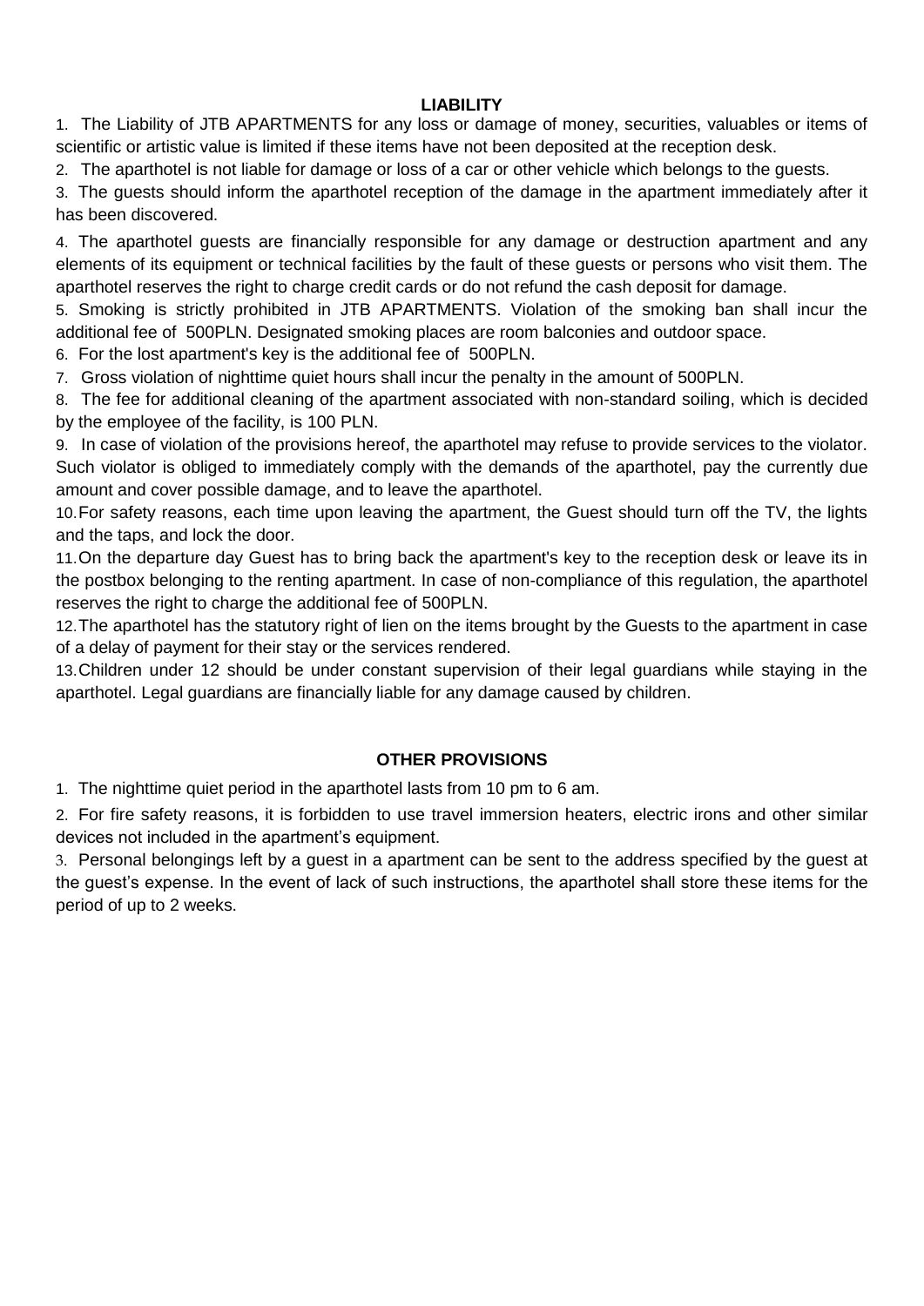## LIABILITY

1. The Liability of JTB APARTMENTS for any loss or damage of money, securities, valuables or items of scientific or artistic value is limited if these items have not been deposited at the reception desk.
2. The aparthotel is not liable for damage or loss of a car or other vehicle which belongs to the guests.
3. The guests should inform the aparthotel reception of the damage in the apartment immediately after it has been discovered.
4. The aparthotel guests are financially responsible for any damage or destruction apartment and any elements of its equipment or technical facilities by the fault of these guests or persons who visit them. The aparthotel reserves the right to charge credit cards or do not refund the cash deposit for damage.
5. Smoking is strictly prohibited in JTB APARTMENTS. Violation of the smoking ban shall incur the additional fee of 500PLN. Designated smoking places are room balconies and outdoor space.
6. For the lost apartment's key is the additional fee of 500PLN.
7. Gross violation of nighttime quiet hours shall incur the penalty in the amount of 500PLN.
8. The fee for additional cleaning of the apartment associated with non-standard soiling, which is decided by the employee of the facility, is 100 PLN.
9. In case of violation of the provisions hereof, the aparthotel may refuse to provide services to the violator. Such violator is obliged to immediately comply with the demands of the aparthotel, pay the currently due amount and cover possible damage, and to leave the aparthotel.
10. For safety reasons, each time upon leaving the apartment, the Guest should turn off the TV, the lights and the taps, and lock the door.
11. On the departure day Guest has to bring back the apartment's key to the reception desk or leave its in the postbox belonging to the renting apartment. In case of non-compliance of this regulation, the aparthotel reserves the right to charge the additional fee of 500PLN.
12. The aparthotel has the statutory right of lien on the items brought by the Guests to the apartment in case of a delay of payment for their stay or the services rendered.
13. Children under 12 should be under constant supervision of their legal guardians while staying in the aparthotel. Legal guardians are financially liable for any damage caused by children.

## OTHER PROVISIONS

1. The nighttime quiet period in the aparthotel lasts from 10 pm to 6 am.
2. For fire safety reasons, it is forbidden to use travel immersion heaters, electric irons and other similar devices not included in the apartment's equipment.
3. Personal belongings left by a guest in a apartment can be sent to the address specified by the guest at the guest's expense. In the event of lack of such instructions, the aparthotel shall store these items for the period of up to 2 weeks.